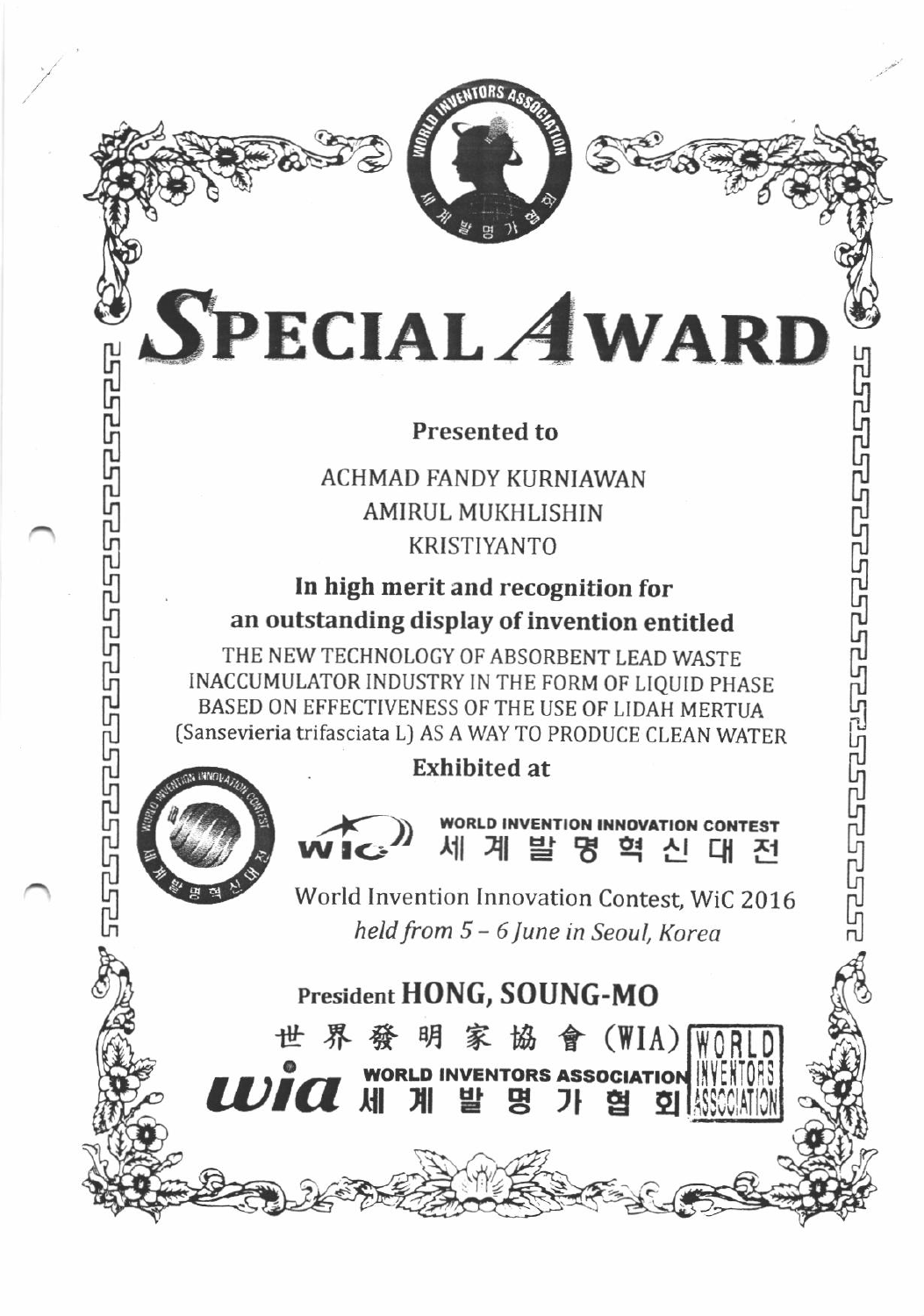# SPECIAL AWARD

**Presented to**

ACHMAD FANDY KURNIAWAN
AMIRUL MUKHLISHIN
KRISTIYANTO

**In high merit and recognition for**
**an outstanding display of invention entitled**

THE NEW TECHNOLOGY OF ABSORBENT LEAD WASTE INACCUMULATOR INDUSTRY IN THE FORM OF LIQUID PHASE BASED ON EFFECTIVENESS OF THE USE OF LIDAH MERTUA (Sansevieria trifasciata L) AS A WAY TO PRODUCE CLEAN WATER

**Exhibited at**

WORLD INVENTION INNOVATION CONTEST
세 계 발 명 혁 신 대 전

World Invention Innovation Contest, WiC 2016
*held from 5 – 6 June in Seoul, Korea*

President **HONG, SOUNG-MO**

世 界 發 明 家 協 會 (WIA)

WORLD INVENTORS ASSOCIATION
세 계 발 명 가 협 회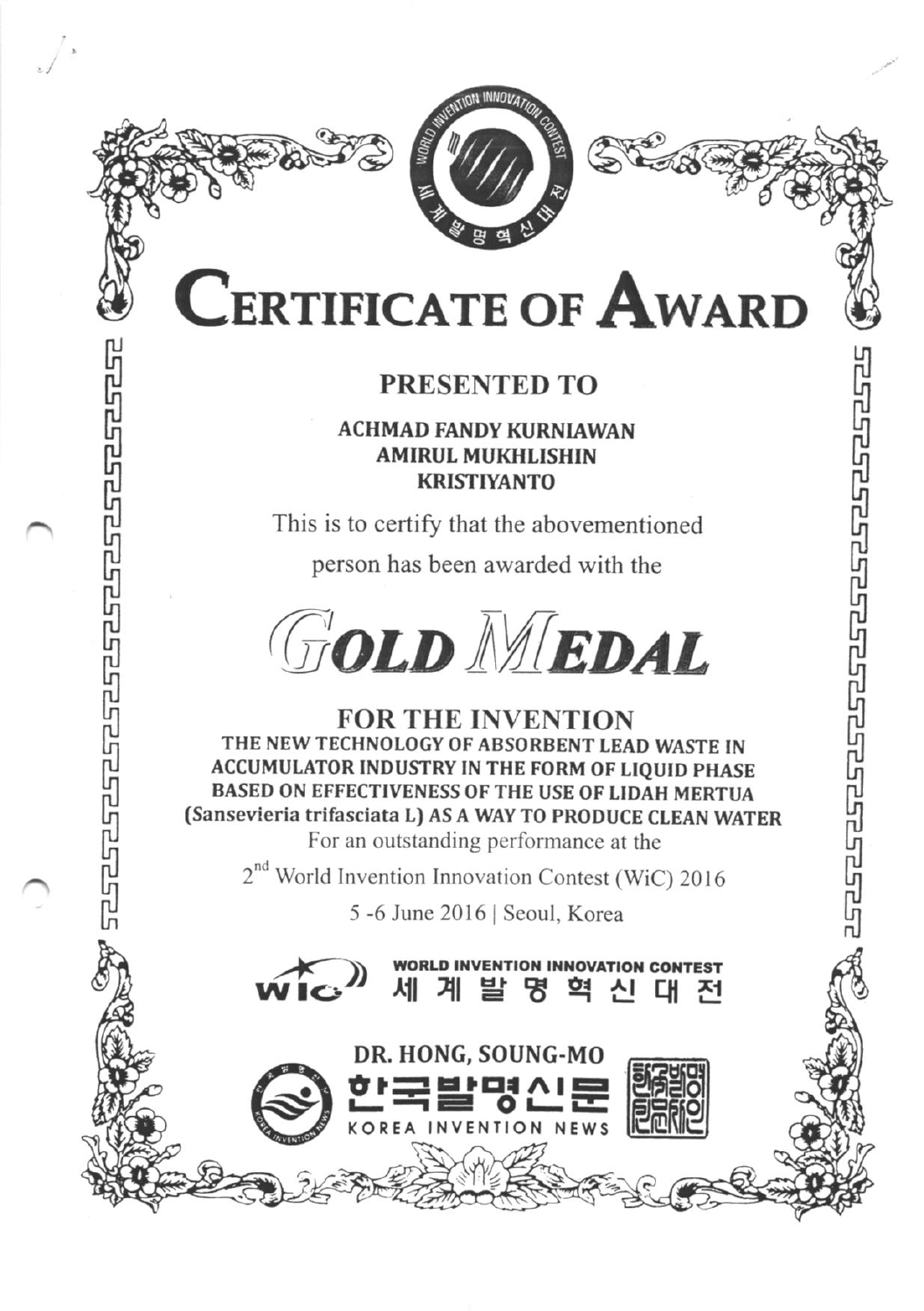# CERTIFICATE OF AWARD

## PRESENTED TO

**ACHMAD FANDY KURNIAWAN**
**AMIRUL MUKHLISHIN**
**KRISTIYANTO**

This is to certify that the abovementioned

person has been awarded with the

# GOLD MEDAL

## FOR THE INVENTION

**THE NEW TECHNOLOGY OF ABSORBENT LEAD WASTE IN ACCUMULATOR INDUSTRY IN THE FORM OF LIQUID PHASE BASED ON EFFECTIVENESS OF THE USE OF LIDAH MERTUA (Sansevieria trifasciata L) AS A WAY TO PRODUCE CLEAN WATER**

For an outstanding performance at the

2nd World Invention Innovation Contest (WiC) 2016

5 -6 June 2016 | Seoul, Korea

WORLD INVENTION INNOVATION CONTEST
세 계 발 명 혁 신 대 전

**DR. HONG, SOUNG-MO**

한국발명신문
KOREA INVENTION NEWS